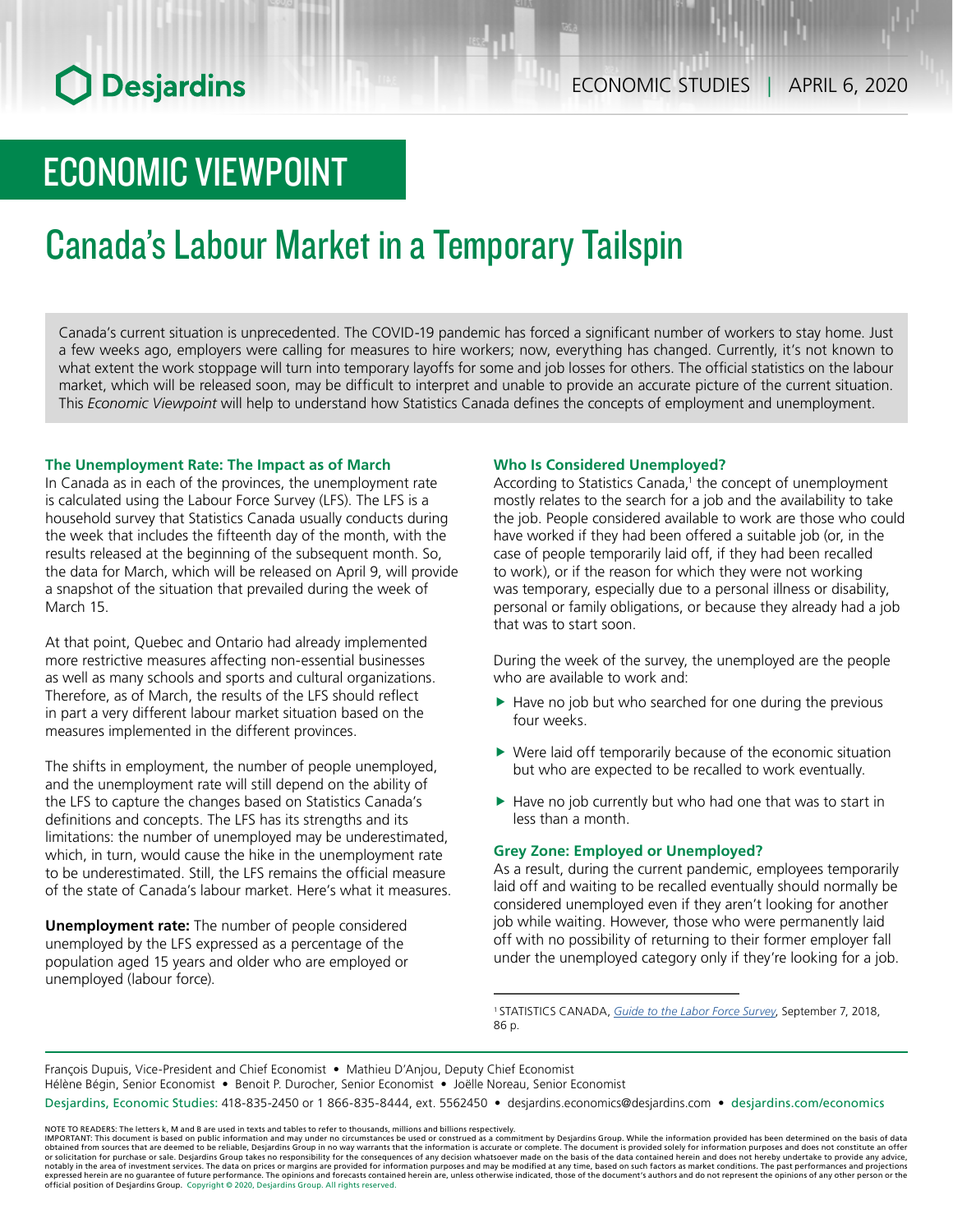# ECONOMIC VIEWPOINT

# Canada's Labour Market in a Temporary Tailspin

Canada's current situation is unprecedented. The COVID-19 pandemic has forced a significant number of workers to stay home. Just a few weeks ago, employers were calling for measures to hire workers; now, everything has changed. Currently, it's not known to what extent the work stoppage will turn into temporary layoffs for some and job losses for others. The official statistics on the labour market, which will be released soon, may be difficult to interpret and unable to provide an accurate picture of the current situation. This *Economic Viewpoint* will help to understand how Statistics Canada defines the concepts of employment and unemployment.

### The Unemployment Rate: The Impact as of March

In Canada as in each of the provinces, the unemployment rate is calculated using the Labour Force Survey (LFS). The LFS is a household survey that Statistics Canada usually conducts during the week that includes the fifteenth day of the month, with the results released at the beginning of the subsequent month. So, the data for March, which will be released on April 9, will provide a snapshot of the situation that prevailed during the week of March 15.

At that point, Quebec and Ontario had already implemented more restrictive measures affecting non-essential businesses as well as many schools and sports and cultural organizations. Therefore, as of March, the results of the LFS should reflect in part a very different labour market situation based on the measures implemented in the different provinces.

The shifts in employment, the number of people unemployed, and the unemployment rate will still depend on the ability of the LFS to capture the changes based on Statistics Canada's definitions and concepts. The LFS has its strengths and its limitations: the number of unemployed may be underestimated, which, in turn, would cause the hike in the unemployment rate to be underestimated. Still, the LFS remains the official measure of the state of Canada's labour market. Here's what it measures.

**Unemployment rate:** The number of people considered unemployed by the LFS expressed as a percentage of the population aged 15 years and older who are employed or unemployed (labour force).

### Who Is Considered Unemployed?

According to Statistics Canada,[1] the concept of unemployment mostly relates to the search for a job and the availability to take the job. People considered available to work are those who could have worked if they had been offered a suitable job (or, in the case of people temporarily laid off, if they had been recalled to work), or if the reason for which they were not working was temporary, especially due to a personal illness or disability, personal or family obligations, or because they already had a job that was to start soon.

During the week of the survey, the unemployed are the people who are available to work and:

- Have no job but who searched for one during the previous four weeks.
- Were laid off temporarily because of the economic situation but who are expected to be recalled to work eventually.
- Have no job currently but who had one that was to start in less than a month.

### Grey Zone: Employed or Unemployed?

As a result, during the current pandemic, employees temporarily laid off and waiting to be recalled eventually should normally be considered unemployed even if they aren't looking for another job while waiting. However, those who were permanently laid off with no possibility of returning to their former employer fall under the unemployed category only if they're looking for a job.

[1] STATISTICS CANADA, *Guide to the Labor Force Survey*, September 7, 2018, 86 p.

François Dupuis, Vice-President and Chief Economist • Mathieu D'Anjou, Deputy Chief Economist
Hélène Bégin, Senior Economist • Benoit P. Durocher, Senior Economist • Joëlle Noreau, Senior Economist

Desjardins, Economic Studies: 418-835-2450 or 1 866-835-8444, ext. 5562450 • desjardins.economics@desjardins.com • desjardins.com/economics

NOTE TO READERS: The letters k, M and B are used in texts and tables to refer to thousands, millions and billions respectively.
IMPORTANT: This document is based on public information and may under no circumstances be used or construed as a commitment by Desjardins Group. While the information provided has been determined on the basis of data obtained from sources that are deemed to be reliable, Desjardins Group in no way warrants that the information is accurate or complete. The document is provided solely for information purposes and does not constitute an offer or solicitation for purchase or sale. Desjardins Group takes no responsibility for the consequences of any decision whatsoever made on the basis of the data contained herein and does not hereby undertake to provide any advice, notably in the area of investment services. The data on prices or margins are provided for information purposes and may be modified at any time, based on such factors as market conditions. The past performances and projections expressed herein are no guarantee of future performance. The opinions and forecasts contained herein are, unless otherwise indicated, those of the document's authors and do not represent the opinions of any other person or the official position of Desjardins Group. Copyright © 2020, Desjardins Group. All rights reserved.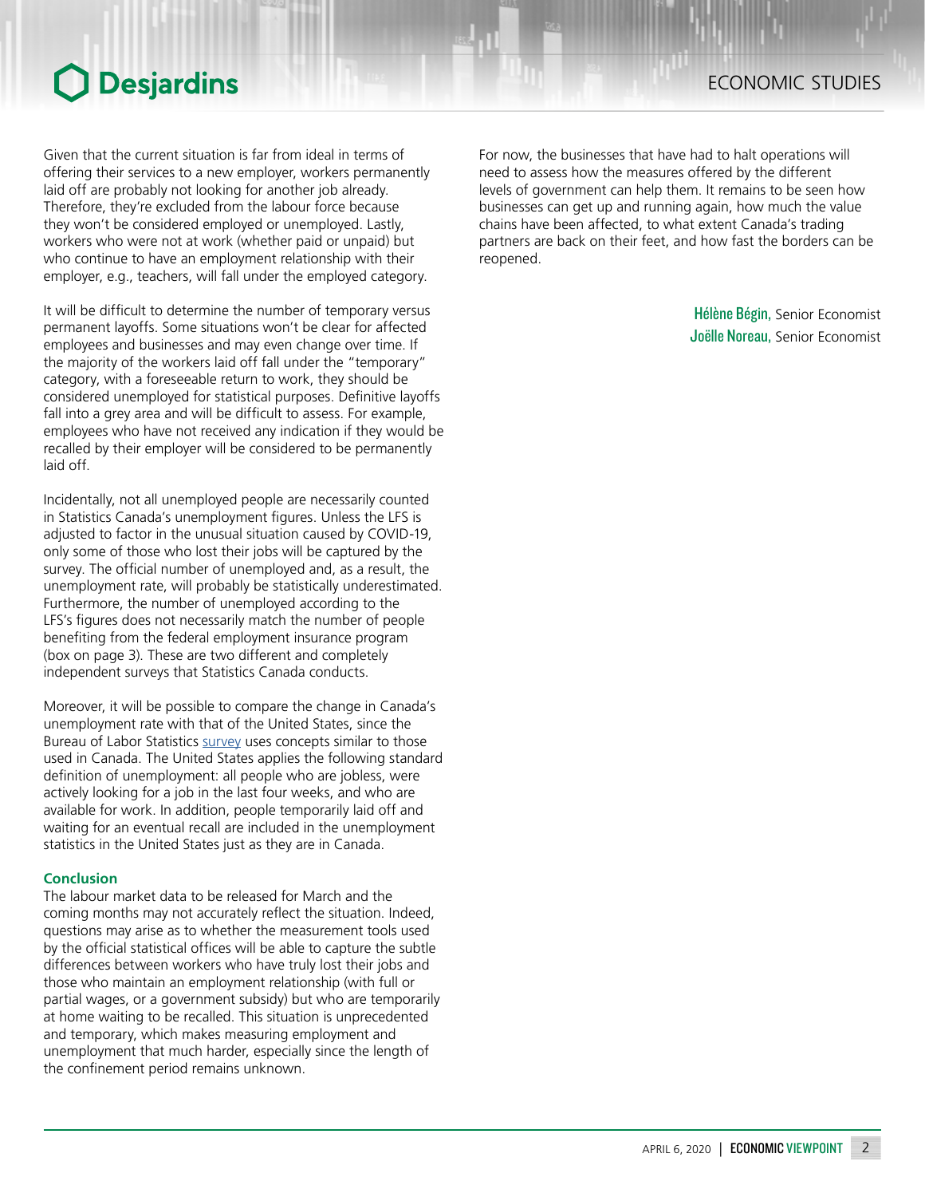Given that the current situation is far from ideal in terms of offering their services to a new employer, workers permanently laid off are probably not looking for another job already. Therefore, they're excluded from the labour force because they won't be considered employed or unemployed. Lastly, workers who were not at work (whether paid or unpaid) but who continue to have an employment relationship with their employer, e.g., teachers, will fall under the employed category.

It will be difficult to determine the number of temporary versus permanent layoffs. Some situations won't be clear for affected employees and businesses and may even change over time. If the majority of the workers laid off fall under the "temporary" category, with a foreseeable return to work, they should be considered unemployed for statistical purposes. Definitive layoffs fall into a grey area and will be difficult to assess. For example, employees who have not received any indication if they would be recalled by their employer will be considered to be permanently laid off.

Incidentally, not all unemployed people are necessarily counted in Statistics Canada's unemployment figures. Unless the LFS is adjusted to factor in the unusual situation caused by COVID-19, only some of those who lost their jobs will be captured by the survey. The official number of unemployed and, as a result, the unemployment rate, will probably be statistically underestimated. Furthermore, the number of unemployed according to the LFS's figures does not necessarily match the number of people benefiting from the federal employment insurance program (box on page 3). These are two different and completely independent surveys that Statistics Canada conducts.

Moreover, it will be possible to compare the change in Canada's unemployment rate with that of the United States, since the Bureau of Labor Statistics survey uses concepts similar to those used in Canada. The United States applies the following standard definition of unemployment: all people who are jobless, were actively looking for a job in the last four weeks, and who are available for work. In addition, people temporarily laid off and waiting for an eventual recall are included in the unemployment statistics in the United States just as they are in Canada.

**Conclusion**

The labour market data to be released for March and the coming months may not accurately reflect the situation. Indeed, questions may arise as to whether the measurement tools used by the official statistical offices will be able to capture the subtle differences between workers who have truly lost their jobs and those who maintain an employment relationship (with full or partial wages, or a government subsidy) but who are temporarily at home waiting to be recalled. This situation is unprecedented and temporary, which makes measuring employment and unemployment that much harder, especially since the length of the confinement period remains unknown.

For now, the businesses that have had to halt operations will need to assess how the measures offered by the different levels of government can help them. It remains to be seen how businesses can get up and running again, how much the value chains have been affected, to what extent Canada's trading partners are back on their feet, and how fast the borders can be reopened.

Hélène Bégin, Senior Economist
Joëlle Noreau, Senior Economist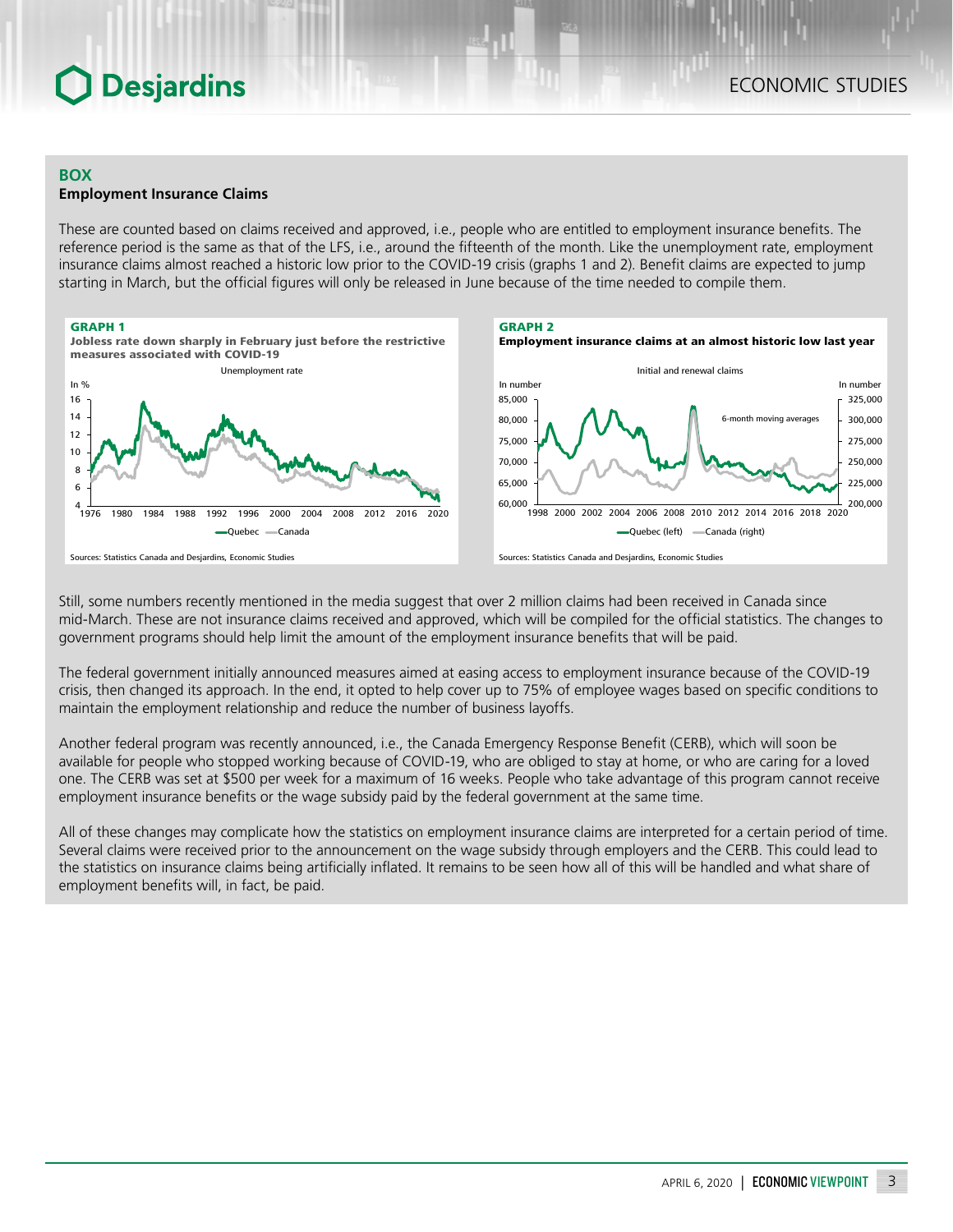## BOX

### Employment Insurance Claims

These are counted based on claims received and approved, i.e., people who are entitled to employment insurance benefits. The reference period is the same as that of the LFS, i.e., around the fifteenth of the month. Like the unemployment rate, employment insurance claims almost reached a historic low prior to the COVID-19 crisis (graphs 1 and 2). Benefit claims are expected to jump starting in March, but the official figures will only be released in June because of the time needed to compile them.

**GRAPH 1**
**Jobless rate down sharply in February just before the restrictive measures associated with COVID-19**

Unemployment rate

In %

16
14
12
10
8
6
4

1976 1980 1984 1988 1992 1996 2000 2004 2008 2012 2016 2020

Quebec Canada

Sources: Statistics Canada and Desjardins, Economic Studies

**GRAPH 2**
**Employment insurance claims at an almost historic low last year**

Initial and renewal claims

In number

85,000
80,000
75,000
70,000
65,000
60,000

In number

325,000
300,000
275,000
250,000
225,000
200,000

6-month moving averages

1998 2000 2002 2004 2006 2008 2010 2012 2014 2016 2018 2020

Quebec (left) Canada (right)

Sources: Statistics Canada and Desjardins, Economic Studies

Still, some numbers recently mentioned in the media suggest that over 2 million claims had been received in Canada since mid-March. These are not insurance claims received and approved, which will be compiled for the official statistics. The changes to government programs should help limit the amount of the employment insurance benefits that will be paid.

The federal government initially announced measures aimed at easing access to employment insurance because of the COVID-19 crisis, then changed its approach. In the end, it opted to help cover up to 75% of employee wages based on specific conditions to maintain the employment relationship and reduce the number of business layoffs.

Another federal program was recently announced, i.e., the Canada Emergency Response Benefit (CERB), which will soon be available for people who stopped working because of COVID-19, who are obliged to stay at home, or who are caring for a loved one. The CERB was set at $500 per week for a maximum of 16 weeks. People who take advantage of this program cannot receive employment insurance benefits or the wage subsidy paid by the federal government at the same time.

All of these changes may complicate how the statistics on employment insurance claims are interpreted for a certain period of time. Several claims were received prior to the announcement on the wage subsidy through employers and the CERB. This could lead to the statistics on insurance claims being artificially inflated. It remains to be seen how all of this will be handled and what share of employment benefits will, in fact, be paid.